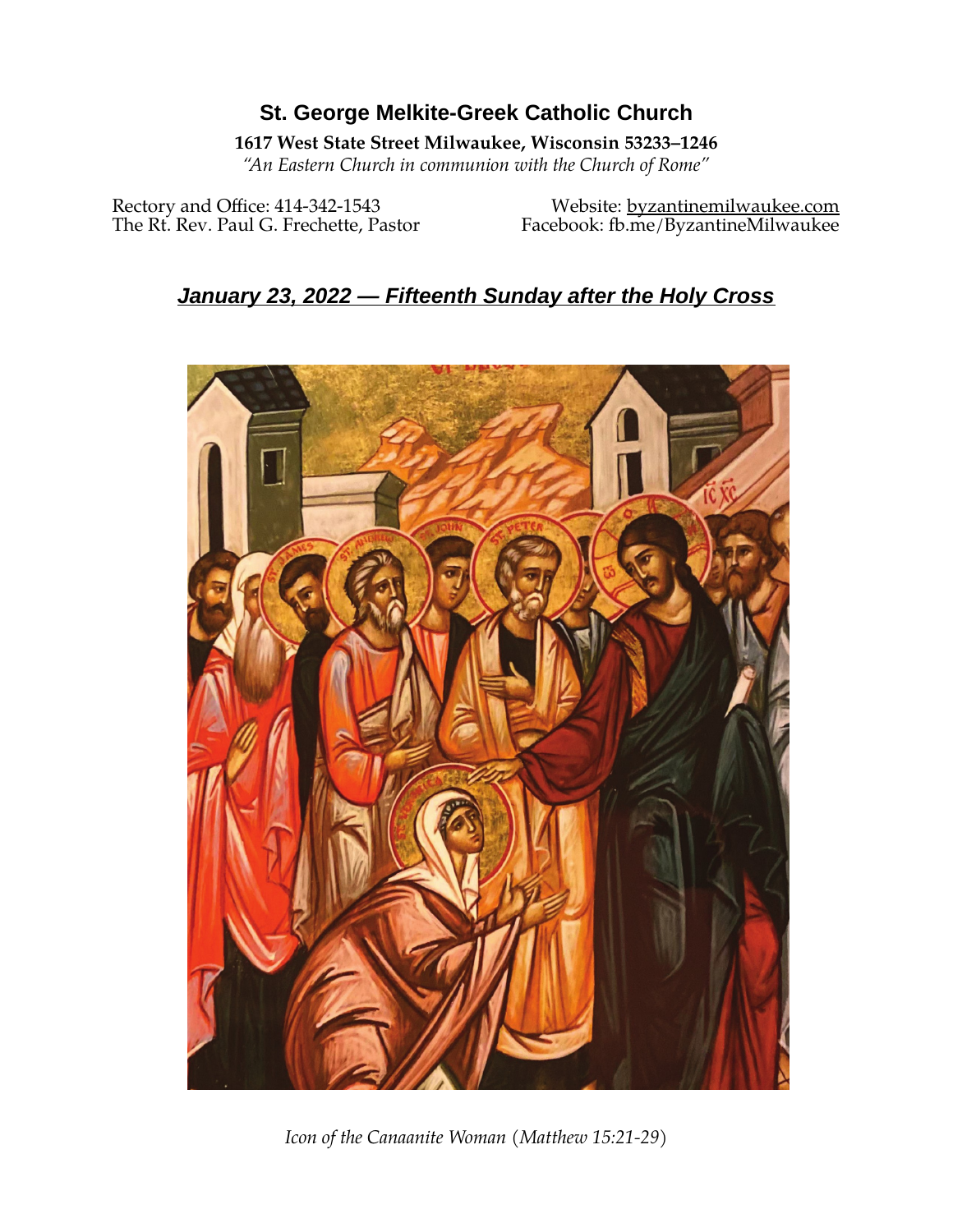# St. George Melkite-Greek Catholic Church

**1617 West State Street Milwaukee, Wisconsin 53233–1246**

*"An Eastern Church in communion with the Church of Rome"*

Rectory and Office: 414-342-1543
The Rt. Rev. Paul G. Frechette, Pastor

Website: byzantinemilwaukee.com
Facebook: fb.me/ByzantineMilwaukee

## ***January 23, 2022 — Fifteenth Sunday after the Holy Cross***

*Icon of the Canaanite Woman (Matthew 15:21-29)*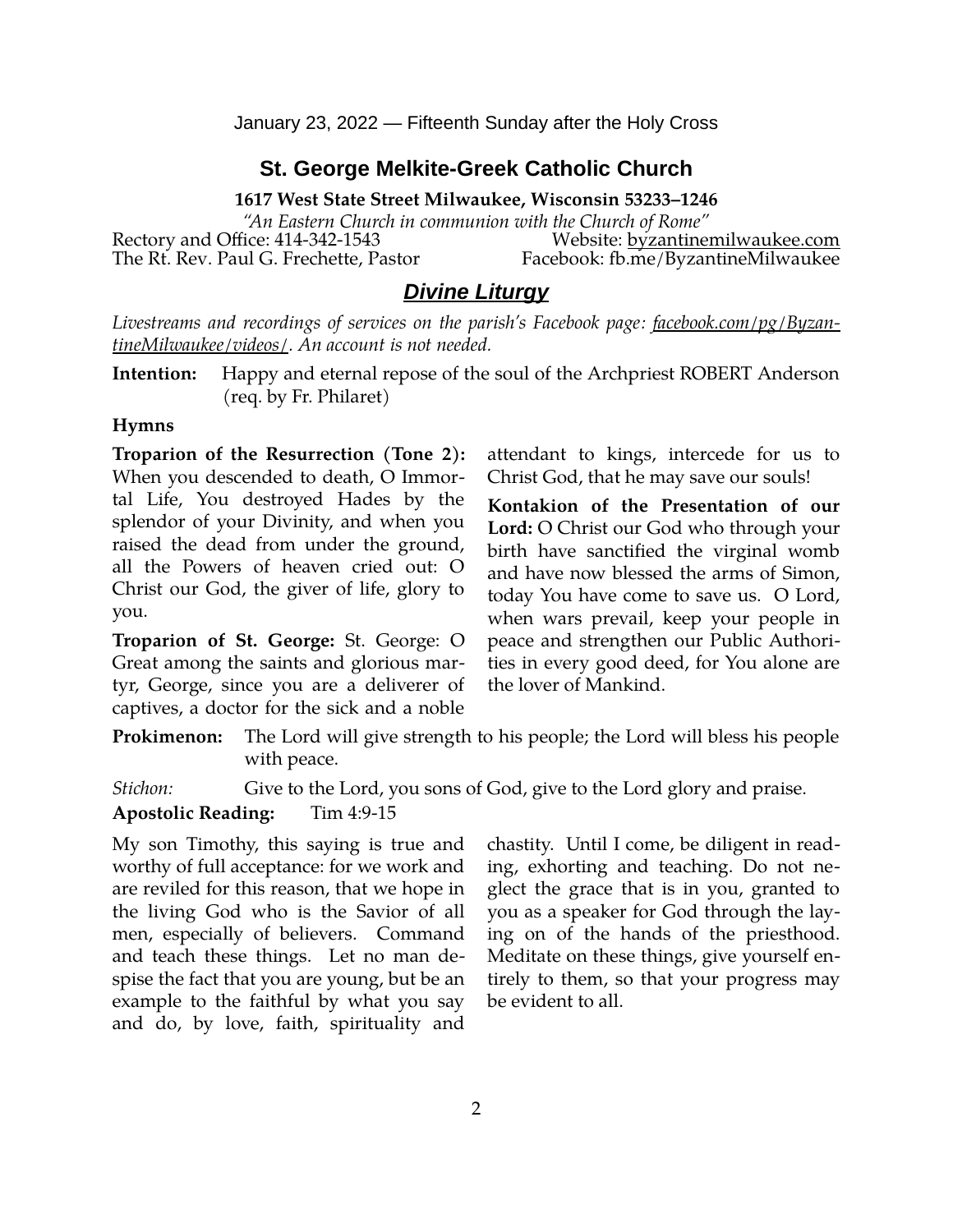January 23, 2022 — Fifteenth Sunday after the Holy Cross

# St. George Melkite-Greek Catholic Church

**1617 West State Street Milwaukee, Wisconsin 53233–1246**

*"An Eastern Church in communion with the Church of Rome"*

Rectory and Office: 414-342-1543 — Website: byzantinemilwaukee.com

The Rt. Rev. Paul G. Frechette, Pastor — Facebook: fb.me/ByzantineMilwaukee

## ***Divine Liturgy***

*Livestreams and recordings of services on the parish's Facebook page: facebook.com/pg/ByzantineMilwaukee/videos/. An account is not needed.*

**Intention:** Happy and eternal repose of the soul of the Archpriest ROBERT Anderson (req. by Fr. Philaret)

### Hymns

**Troparion of the Resurrection (Tone 2):** When you descended to death, O Immortal Life, You destroyed Hades by the splendor of your Divinity, and when you raised the dead from under the ground, all the Powers of heaven cried out: O Christ our God, the giver of life, glory to you.

**Troparion of St. George:** St. George: O Great among the saints and glorious martyr, George, since you are a deliverer of captives, a doctor for the sick and a noble attendant to kings, intercede for us to Christ God, that he may save our souls!

**Kontakion of the Presentation of our Lord:** O Christ our God who through your birth have sanctified the virginal womb and have now blessed the arms of Simon, today You have come to save us. O Lord, when wars prevail, keep your people in peace and strengthen our Public Authorities in every good deed, for You alone are the lover of Mankind.

**Prokimenon:** The Lord will give strength to his people; the Lord will bless his people with peace.

*Stichon:* Give to the Lord, you sons of God, give to the Lord glory and praise.

**Apostolic Reading:** Tim 4:9-15

My son Timothy, this saying is true and worthy of full acceptance: for we work and are reviled for this reason, that we hope in the living God who is the Savior of all men, especially of believers. Command and teach these things. Let no man despise the fact that you are young, but be an example to the faithful by what you say and do, by love, faith, spirituality and chastity. Until I come, be diligent in reading, exhorting and teaching. Do not neglect the grace that is in you, granted to you as a speaker for God through the laying on of the hands of the priesthood. Meditate on these things, give yourself entirely to them, so that your progress may be evident to all.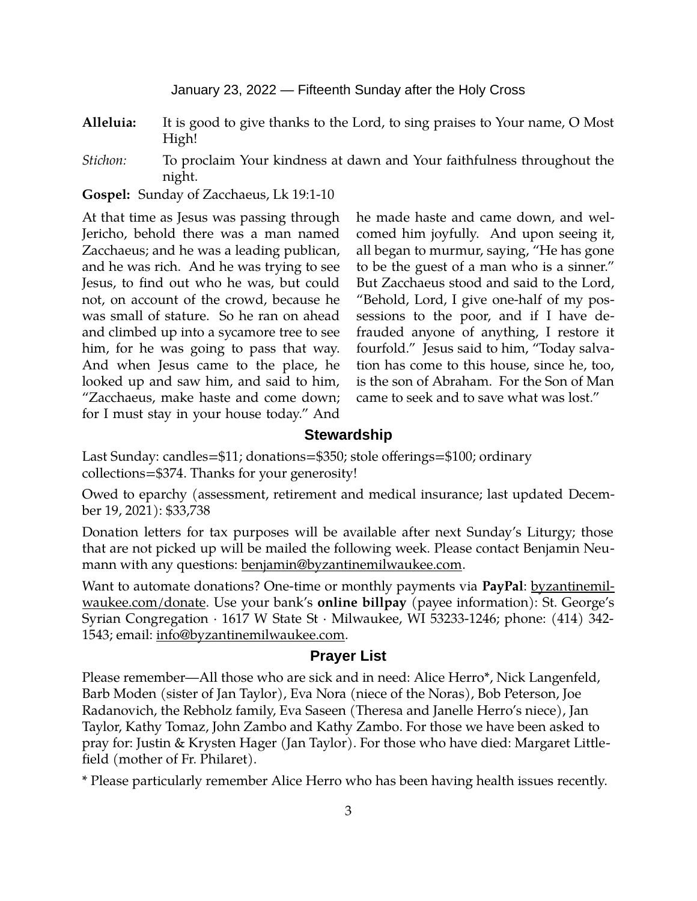January 23, 2022 — Fifteenth Sunday after the Holy Cross

**Alleluia:** It is good to give thanks to the Lord, to sing praises to Your name, O Most High!

*Stichon:* To proclaim Your kindness at dawn and Your faithfulness throughout the night.

**Gospel:** Sunday of Zacchaeus, Lk 19:1-10

At that time as Jesus was passing through Jericho, behold there was a man named Zacchaeus; and he was a leading publican, and he was rich. And he was trying to see Jesus, to find out who he was, but could not, on account of the crowd, because he was small of stature. So he ran on ahead and climbed up into a sycamore tree to see him, for he was going to pass that way. And when Jesus came to the place, he looked up and saw him, and said to him, "Zacchaeus, make haste and come down; for I must stay in your house today." And he made haste and came down, and welcomed him joyfully. And upon seeing it, all began to murmur, saying, "He has gone to be the guest of a man who is a sinner." But Zacchaeus stood and said to the Lord, "Behold, Lord, I give one-half of my possessions to the poor, and if I have defrauded anyone of anything, I restore it fourfold." Jesus said to him, "Today salvation has come to this house, since he, too, is the son of Abraham. For the Son of Man came to seek and to save what was lost."

## Stewardship

Last Sunday: candles=$11; donations=$350; stole offerings=$100; ordinary collections=$374. Thanks for your generosity!

Owed to eparchy (assessment, retirement and medical insurance; last updated December 19, 2021): $33,738

Donation letters for tax purposes will be available after next Sunday's Liturgy; those that are not picked up will be mailed the following week. Please contact Benjamin Neumann with any questions: benjamin@byzantinemilwaukee.com.

Want to automate donations? One-time or monthly payments via **PayPal**: byzantinemilwaukee.com/donate. Use your bank's **online billpay** (payee information): St. George's Syrian Congregation · 1617 W State St · Milwaukee, WI 53233-1246; phone: (414) 342-1543; email: info@byzantinemilwaukee.com.

## Prayer List

Please remember—All those who are sick and in need: Alice Herro*, Nick Langenfeld, Barb Moden (sister of Jan Taylor), Eva Nora (niece of the Noras), Bob Peterson, Joe Radanovich, the Rebholz family, Eva Saseen (Theresa and Janelle Herro's niece), Jan Taylor, Kathy Tomaz, John Zambo and Kathy Zambo. For those we have been asked to pray for: Justin & Krysten Hager (Jan Taylor). For those who have died: Margaret Littlefield (mother of Fr. Philaret).

* Please particularly remember Alice Herro who has been having health issues recently.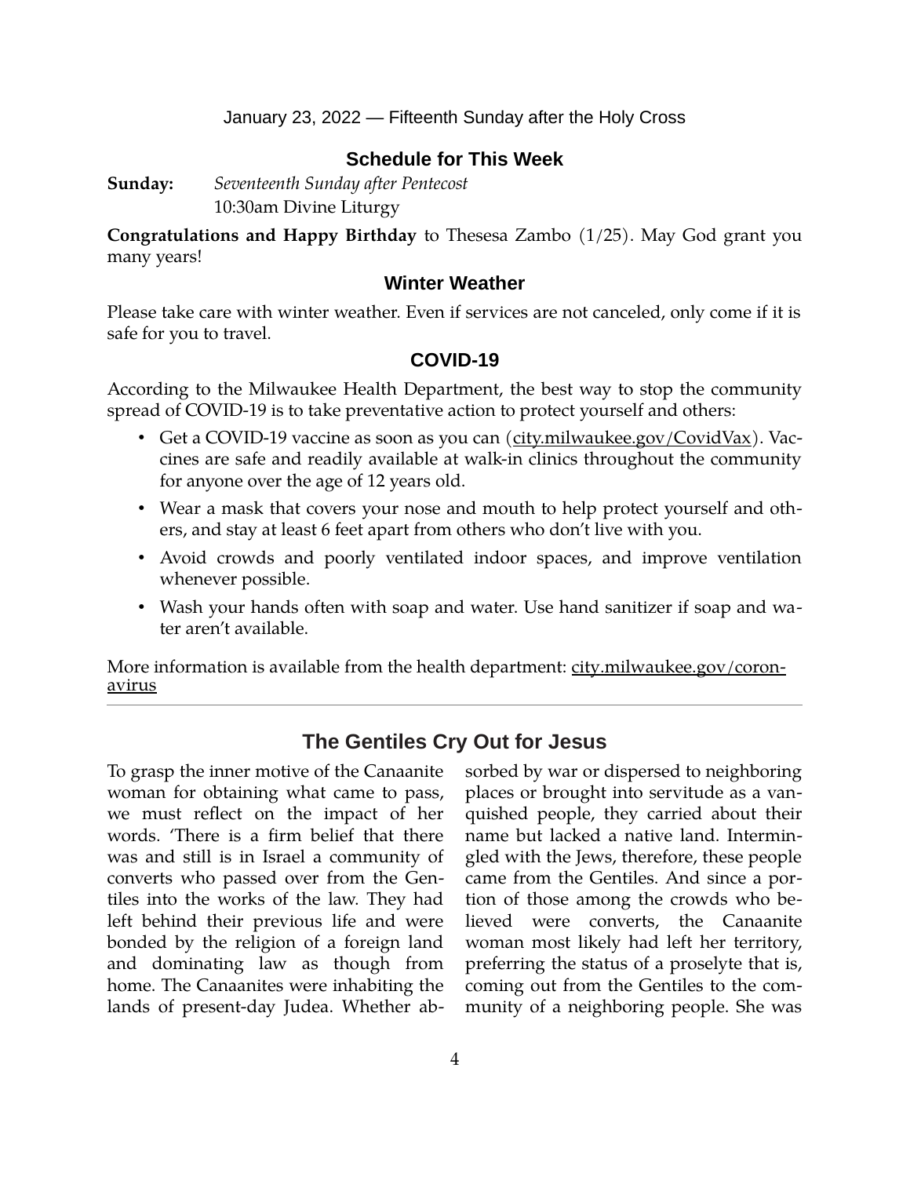January 23, 2022 — Fifteenth Sunday after the Holy Cross

## Schedule for This Week

**Sunday:** *Seventeenth Sunday after Pentecost*
10:30am Divine Liturgy

**Congratulations and Happy Birthday** to Thesesa Zambo (1/25). May God grant you many years!

## Winter Weather

Please take care with winter weather. Even if services are not canceled, only come if it is safe for you to travel.

## COVID-19

According to the Milwaukee Health Department, the best way to stop the community spread of COVID-19 is to take preventative action to protect yourself and others:

- Get a COVID-19 vaccine as soon as you can (city.milwaukee.gov/CovidVax). Vaccines are safe and readily available at walk-in clinics throughout the community for anyone over the age of 12 years old.
- Wear a mask that covers your nose and mouth to help protect yourself and others, and stay at least 6 feet apart from others who don't live with you.
- Avoid crowds and poorly ventilated indoor spaces, and improve ventilation whenever possible.
- Wash your hands often with soap and water. Use hand sanitizer if soap and water aren't available.

More information is available from the health department: city.milwaukee.gov/coronavirus

---

## The Gentiles Cry Out for Jesus

To grasp the inner motive of the Canaanite woman for obtaining what came to pass, we must reflect on the impact of her words. 'There is a firm belief that there was and still is in Israel a community of converts who passed over from the Gentiles into the works of the law. They had left behind their previous life and were bonded by the religion of a foreign land and dominating law as though from home. The Canaanites were inhabiting the lands of present-day Judea. Whether absorbed by war or dispersed to neighboring places or brought into servitude as a vanquished people, they carried about their name but lacked a native land. Intermingled with the Jews, therefore, these people came from the Gentiles. And since a portion of those among the crowds who believed were converts, the Canaanite woman most likely had left her territory, preferring the status of a proselyte that is, coming out from the Gentiles to the community of a neighboring people. She was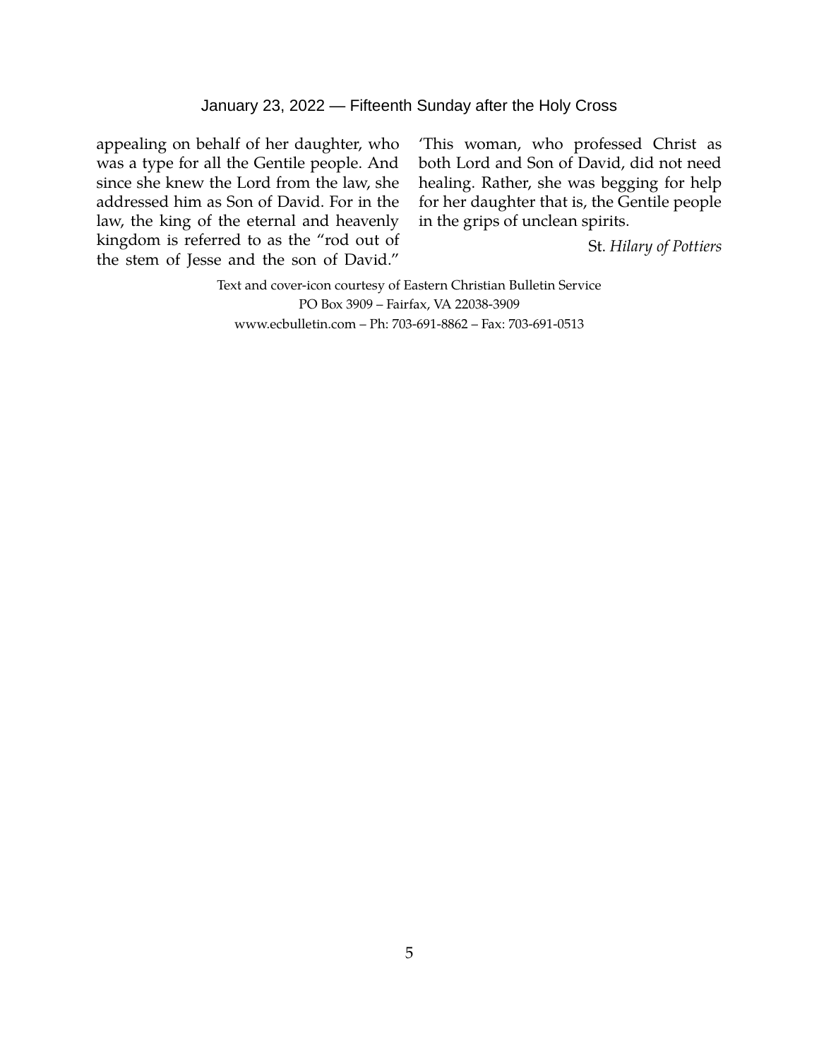appealing on behalf of her daughter, who was a type for all the Gentile people. And since she knew the Lord from the law, she addressed him as Son of David. For in the law, the king of the eternal and heavenly kingdom is referred to as the "rod out of the stem of Jesse and the son of David." 'This woman, who professed Christ as both Lord and Son of David, did not need healing. Rather, she was begging for help for her daughter that is, the Gentile people in the grips of unclean spirits.

St. *Hilary of Pottiers*

Text and cover-icon courtesy of Eastern Christian Bulletin Service
PO Box 3909 – Fairfax, VA 22038-3909
www.ecbulletin.com – Ph: 703-691-8862 – Fax: 703-691-0513